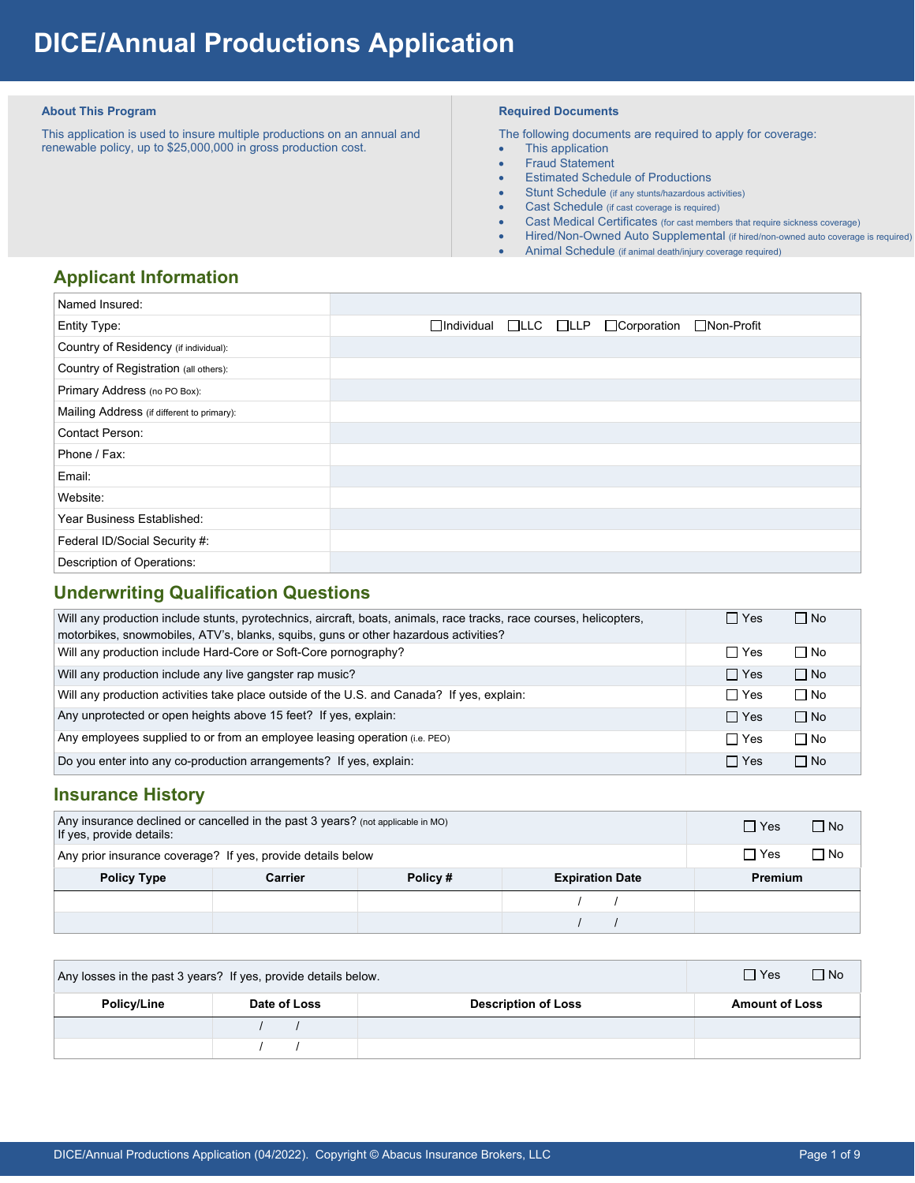# DICE/Annual Productions Application

**About This Program**

This application is used to insure multiple productions on an annual and renewable policy, up to $25,000,000 in gross production cost.

**Required Documents**

The following documents are required to apply for coverage:

- This application
- Fraud Statement
- Estimated Schedule of Productions
- Stunt Schedule (if any stunts/hazardous activities)
- Cast Schedule (if cast coverage is required)
- Cast Medical Certificates (for cast members that require sickness coverage)
- Hired/Non-Owned Auto Supplemental (if hired/non-owned auto coverage is required)
- Animal Schedule (if animal death/injury coverage required)

## Applicant Information

| | |
|---|---|
| Named Insured: | |
| Entity Type: | ☐Individual ☐LLC ☐LLP ☐Corporation ☐Non-Profit |
| Country of Residency (if individual): | |
| Country of Registration (all others): | |
| Primary Address (no PO Box): | |
| Mailing Address (if different to primary): | |
| Contact Person: | |
| Phone / Fax: | |
| Email: | |
| Website: | |
| Year Business Established: | |
| Federal ID/Social Security #: | |
| Description of Operations: | |

## Underwriting Qualification Questions

| | | |
|---|---|---|
| Will any production include stunts, pyrotechnics, aircraft, boats, animals, race tracks, race courses, helicopters, motorbikes, snowmobiles, ATV's, blanks, squibs, guns or other hazardous activities? | ☐ Yes | ☐ No |
| Will any production include Hard-Core or Soft-Core pornography? | ☐ Yes | ☐ No |
| Will any production include any live gangster rap music? | ☐ Yes | ☐ No |
| Will any production activities take place outside of the U.S. and Canada? If yes, explain: | ☐ Yes | ☐ No |
| Any unprotected or open heights above 15 feet? If yes, explain: | ☐ Yes | ☐ No |
| Any employees supplied to or from an employee leasing operation (i.e. PEO) | ☐ Yes | ☐ No |
| Do you enter into any co-production arrangements? If yes, explain: | ☐ Yes | ☐ No |

## Insurance History

| | | |
|---|---|---|
| Any insurance declined or cancelled in the past 3 years? (not applicable in MO) If yes, provide details: | ☐ Yes | ☐ No |
| Any prior insurance coverage? If yes, provide details below | ☐ Yes | ☐ No |

| Policy Type | Carrier | Policy # | Expiration Date | Premium |
|---|---|---|---|---|
| | | | / / | |
| | | | / / | |

| | | |
|---|---|---|
| Any losses in the past 3 years? If yes, provide details below. | ☐ Yes | ☐ No |

| Policy/Line | Date of Loss | Description of Loss | Amount of Loss |
|---|---|---|---|
| | / / | | |
| | / / | | |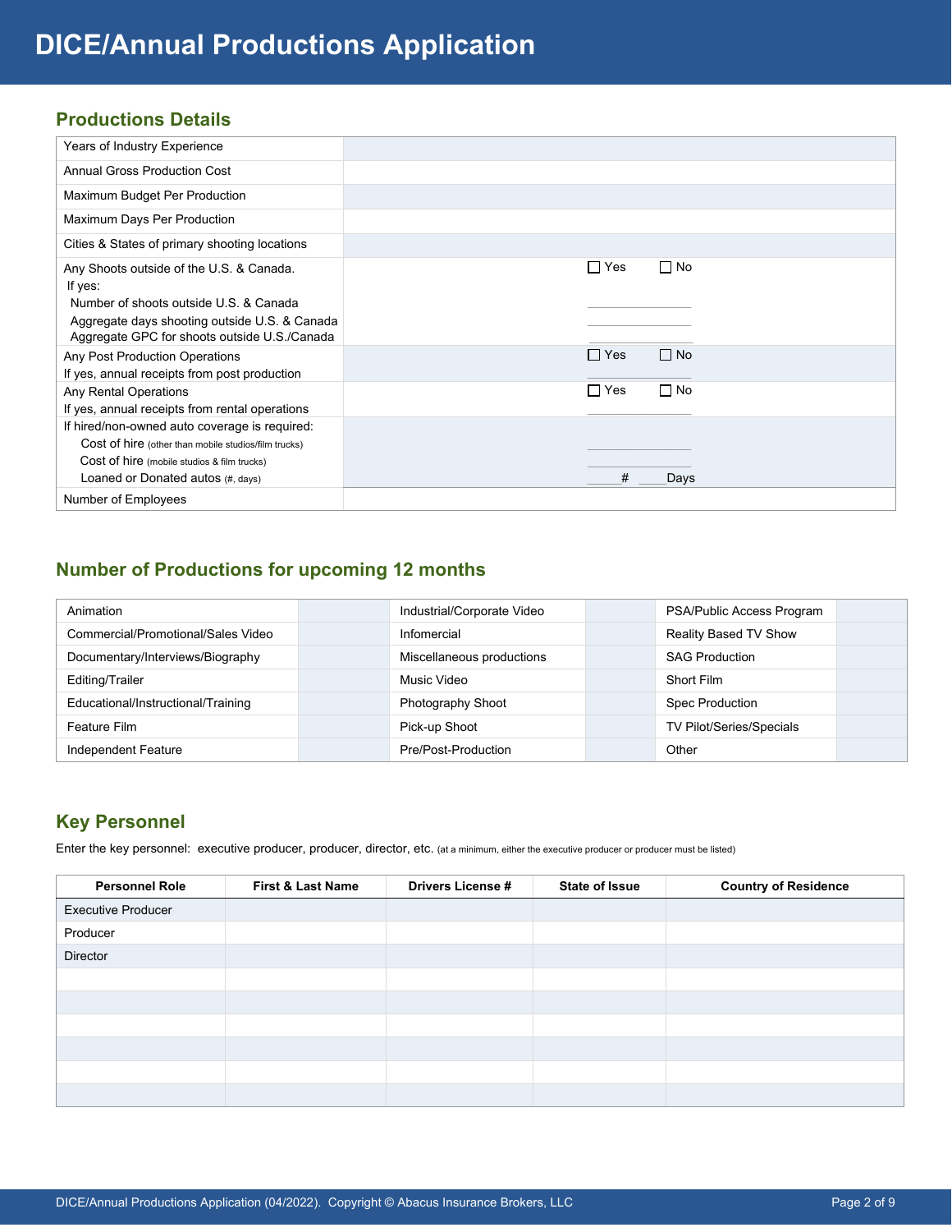# DICE/Annual Productions Application

## Productions Details

| | |
|---|---|
| Years of Industry Experience | |
| Annual Gross Production Cost | |
| Maximum Budget Per Production | |
| Maximum Days Per Production | |
| Cities & States of primary shooting locations | |
| Any Shoots outside of the U.S. & Canada.<br>If yes:<br>Number of shoots outside U.S. & Canada<br>Aggregate days shooting outside U.S. & Canada<br>Aggregate GPC for shoots outside U.S./Canada | ☐ Yes ☐ No<br><br>\_\_\_\_\_\_\_\_\_\_<br>\_\_\_\_\_\_\_\_\_\_<br>\_\_\_\_\_\_\_\_\_\_ |
| Any Post Production Operations<br>If yes, annual receipts from post production | ☐ Yes ☐ No<br>\_\_\_\_\_\_\_\_\_\_ |
| Any Rental Operations<br>If yes, annual receipts from rental operations | ☐ Yes ☐ No<br>\_\_\_\_\_\_\_\_\_\_ |
| If hired/non-owned auto coverage is required:<br>Cost of hire (other than mobile studios/film trucks)<br>Cost of hire (mobile studios & film trucks)<br>Loaned or Donated autos (#, days) | <br>\_\_\_\_\_\_\_\_\_\_<br>\_\_\_\_\_\_\_\_\_\_<br>\_\_\_\_\_# \_\_\_\_Days |
| Number of Employees | |

## Number of Productions for upcoming 12 months

| | | | | | |
|---|---|---|---|---|---|
| Animation | | Industrial/Corporate Video | | PSA/Public Access Program | |
| Commercial/Promotional/Sales Video | | Infomercial | | Reality Based TV Show | |
| Documentary/Interviews/Biography | | Miscellaneous productions | | SAG Production | |
| Editing/Trailer | | Music Video | | Short Film | |
| Educational/Instructional/Training | | Photography Shoot | | Spec Production | |
| Feature Film | | Pick-up Shoot | | TV Pilot/Series/Specials | |
| Independent Feature | | Pre/Post-Production | | Other | |

## Key Personnel

Enter the key personnel: executive producer, producer, director, etc. (at a minimum, either the executive producer or producer must be listed)

| Personnel Role | First & Last Name | Drivers License # | State of Issue | Country of Residence |
|---|---|---|---|---|
| Executive Producer | | | | |
| Producer | | | | |
| Director | | | | |
| | | | | |
| | | | | |
| | | | | |
| | | | | |
| | | | | |
| | | | | |

DICE/Annual Productions Application (04/2022). Copyright © Abacus Insurance Brokers, LLC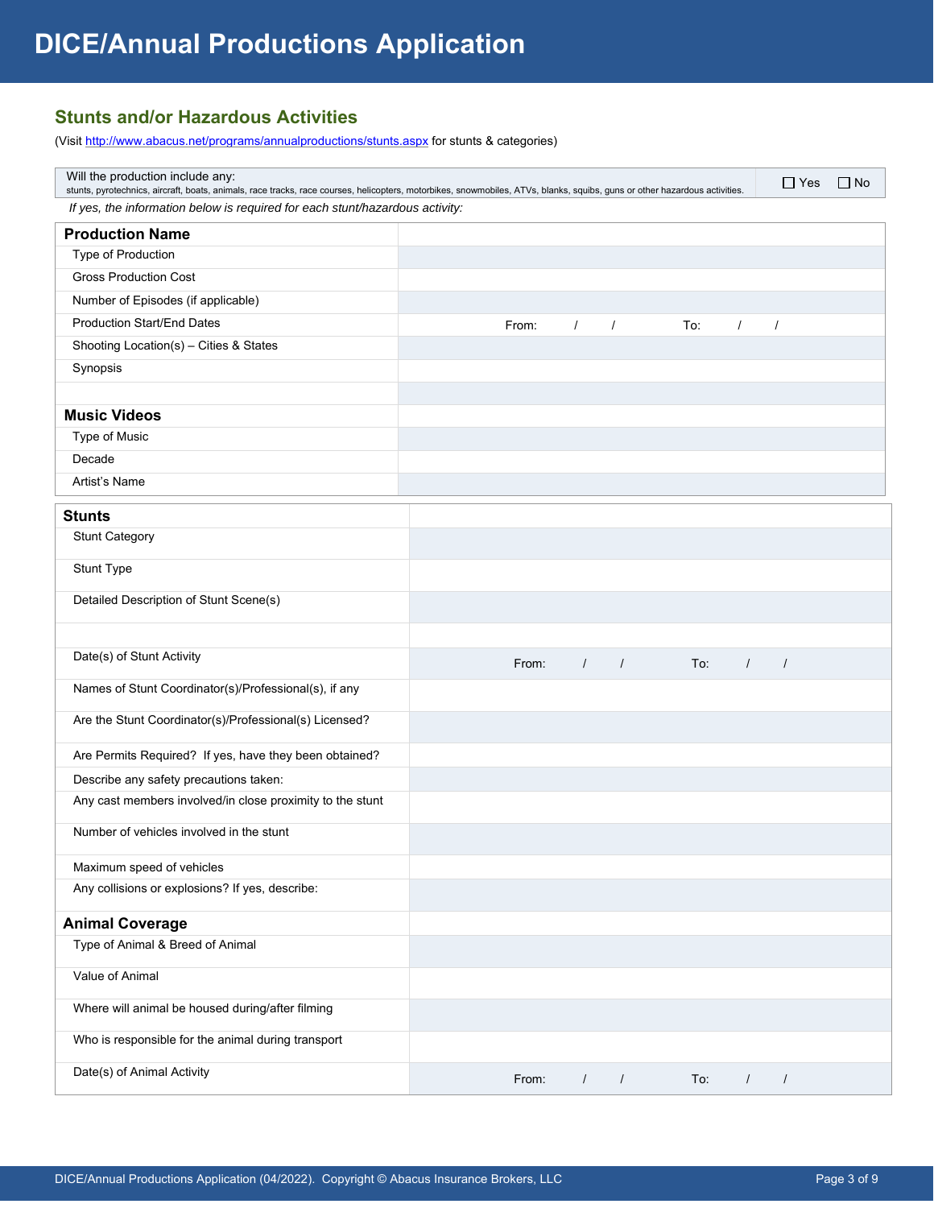# DICE/Annual Productions Application

## Stunts and/or Hazardous Activities

(Visit http://www.abacus.net/programs/annualproductions/stunts.aspx for stunts & categories)

| Will the production include any: stunts, pyrotechnics, aircraft, boats, animals, race tracks, race courses, helicopters, motorbikes, snowmobiles, ATVs, blanks, squibs, guns or other hazardous activities. | ☐ Yes ☐ No |
|---|---|

*If yes, the information below is required for each stunt/hazardous activity:*

| **Production Name** | |
|---|---|
| Type of Production | |
| Gross Production Cost | |
| Number of Episodes (if applicable) | |
| Production Start/End Dates | From: / / To: / / |
| Shooting Location(s) – Cities & States | |
| Synopsis | |
| | |
| **Music Videos** | |
| Type of Music | |
| Decade | |
| Artist's Name | |

| **Stunts** | |
|---|---|
| Stunt Category | |
| Stunt Type | |
| Detailed Description of Stunt Scene(s) | |
| | |
| Date(s) of Stunt Activity | From: / / To: / / |
| Names of Stunt Coordinator(s)/Professional(s), if any | |
| Are the Stunt Coordinator(s)/Professional(s) Licensed? | |
| Are Permits Required? If yes, have they been obtained? | |
| Describe any safety precautions taken: | |
| Any cast members involved/in close proximity to the stunt | |
| Number of vehicles involved in the stunt | |
| Maximum speed of vehicles | |
| Any collisions or explosions? If yes, describe: | |
| **Animal Coverage** | |
| Type of Animal & Breed of Animal | |
| Value of Animal | |
| Where will animal be housed during/after filming | |
| Who is responsible for the animal during transport | |
| Date(s) of Animal Activity | From: / / To: / / |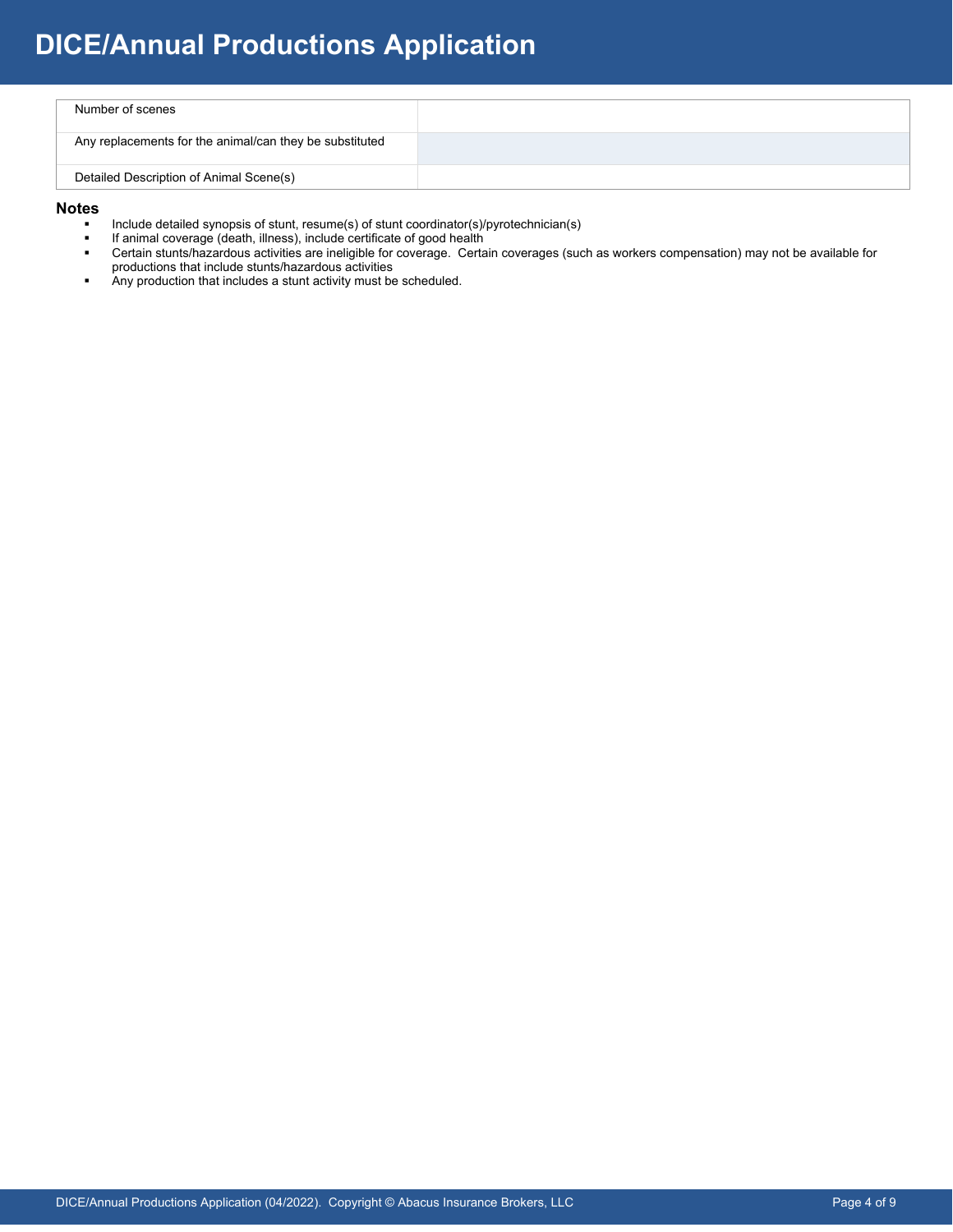| | |
|---|---|
| Number of scenes | |
| Any replacements for the animal/can they be substituted | |
| Detailed Description of Animal Scene(s) | |

**Notes**

- Include detailed synopsis of stunt, resume(s) of stunt coordinator(s)/pyrotechnician(s)
- If animal coverage (death, illness), include certificate of good health
- Certain stunts/hazardous activities are ineligible for coverage. Certain coverages (such as workers compensation) may not be available for productions that include stunts/hazardous activities
- Any production that includes a stunt activity must be scheduled.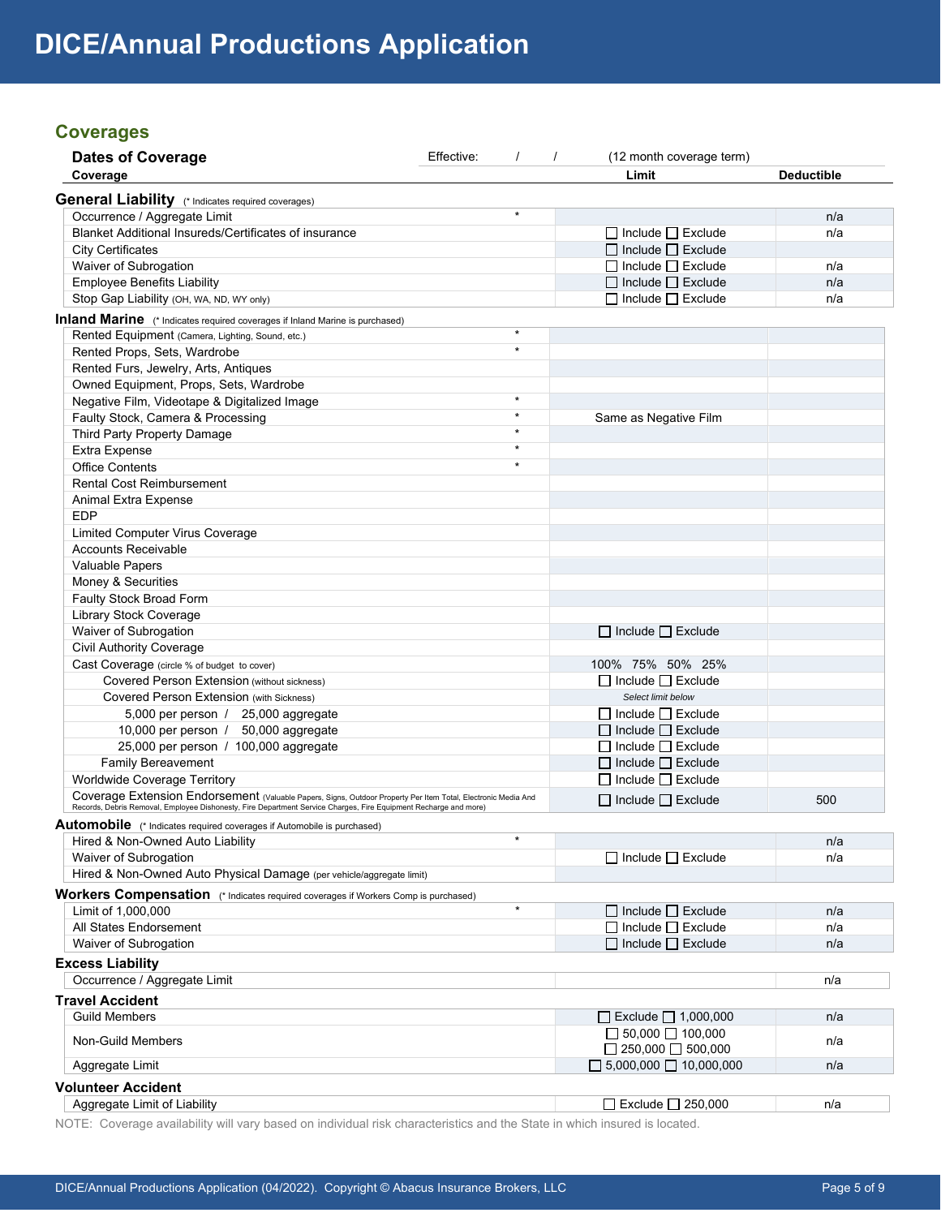# DICE/Annual Productions Application

## Coverages

### Dates of Coverage

Effective: / / (12 month coverage term)

| Coverage | | Limit | Deductible |
|---|---|---|---|
| **General Liability** (* Indicates required coverages) | | | |
| Occurrence / Aggregate Limit | * | | n/a |
| Blanket Additional Insureds/Certificates of insurance | | ☐ Include ☐ Exclude | n/a |
| City Certificates | | ☐ Include ☐ Exclude | |
| Waiver of Subrogation | | ☐ Include ☐ Exclude | n/a |
| Employee Benefits Liability | | ☐ Include ☐ Exclude | n/a |
| Stop Gap Liability (OH, WA, ND, WY only) | | ☐ Include ☐ Exclude | n/a |
| **Inland Marine** (* Indicates required coverages if Inland Marine is purchased) | | | |
| Rented Equipment (Camera, Lighting, Sound, etc.) | * | | |
| Rented Props, Sets, Wardrobe | * | | |
| Rented Furs, Jewelry, Arts, Antiques | | | |
| Owned Equipment, Props, Sets, Wardrobe | | | |
| Negative Film, Videotape & Digitalized Image | * | | |
| Faulty Stock, Camera & Processing | * | Same as Negative Film | |
| Third Party Property Damage | * | | |
| Extra Expense | * | | |
| Office Contents | * | | |
| Rental Cost Reimbursement | | | |
| Animal Extra Expense | | | |
| EDP | | | |
| Limited Computer Virus Coverage | | | |
| Accounts Receivable | | | |
| Valuable Papers | | | |
| Money & Securities | | | |
| Faulty Stock Broad Form | | | |
| Library Stock Coverage | | | |
| Waiver of Subrogation | | ☐ Include ☐ Exclude | |
| Civil Authority Coverage | | | |
| Cast Coverage (circle % of budget to cover) | | 100% 75% 50% 25% | |
| Covered Person Extension (without sickness) | | ☐ Include ☐ Exclude | |
| Covered Person Extension (with Sickness) | | *Select limit below* | |
| 5,000 per person / 25,000 aggregate | | ☐ Include ☐ Exclude | |
| 10,000 per person / 50,000 aggregate | | ☐ Include ☐ Exclude | |
| 25,000 per person / 100,000 aggregate | | ☐ Include ☐ Exclude | |
| Family Bereavement | | ☐ Include ☐ Exclude | |
| Worldwide Coverage Territory | | ☐ Include ☐ Exclude | |
| Coverage Extension Endorsement (Valuable Papers, Signs, Outdoor Property Per Item Total, Electronic Media And Records, Debris Removal, Employee Dishonesty, Fire Department Service Charges, Fire Equipment Recharge and more) | | ☐ Include ☐ Exclude | 500 |
| **Automobile** (* Indicates required coverages if Automobile is purchased) | | | |
| Hired & Non-Owned Auto Liability | * | | n/a |
| Waiver of Subrogation | | ☐ Include ☐ Exclude | n/a |
| Hired & Non-Owned Auto Physical Damage (per vehicle/aggregate limit) | | | |
| **Workers Compensation** (* Indicates required coverages if Workers Comp is purchased) | | | |
| Limit of 1,000,000 | * | ☐ Include ☐ Exclude | n/a |
| All States Endorsement | | ☐ Include ☐ Exclude | n/a |
| Waiver of Subrogation | | ☐ Include ☐ Exclude | n/a |
| **Excess Liability** | | | |
| Occurrence / Aggregate Limit | | | n/a |
| **Travel Accident** | | | |
| Guild Members | | ☐ Exclude ☐ 1,000,000 | n/a |
| Non-Guild Members | | ☐ 50,000 ☐ 100,000 ☐ 250,000 ☐ 500,000 | n/a |
| Aggregate Limit | | ☐ 5,000,000 ☐ 10,000,000 | n/a |
| **Volunteer Accident** | | | |
| Aggregate Limit of Liability | | ☐ Exclude ☐ 250,000 | n/a |

NOTE: Coverage availability will vary based on individual risk characteristics and the State in which insured is located.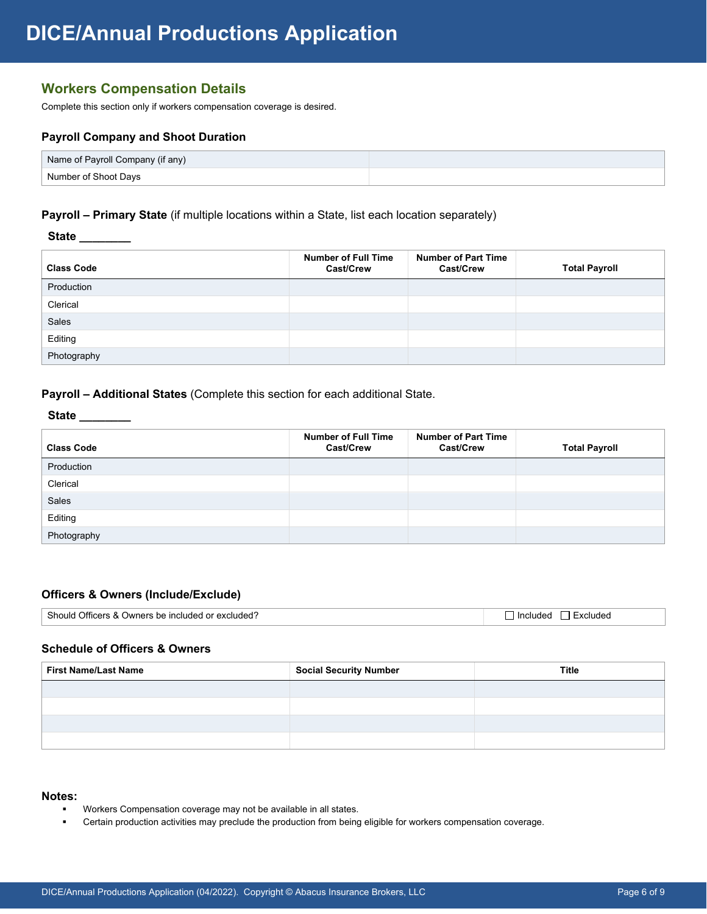# DICE/Annual Productions Application

## Workers Compensation Details

Complete this section only if workers compensation coverage is desired.

### Payroll Company and Shoot Duration

| | |
|---|---|
| Name of Payroll Company (if any) | |
| Number of Shoot Days | |

### Payroll – Primary State (if multiple locations within a State, list each location separately)

**State ________**

| Class Code | Number of Full Time Cast/Crew | Number of Part Time Cast/Crew | Total Payroll |
|---|---|---|---|
| Production | | | |
| Clerical | | | |
| Sales | | | |
| Editing | | | |
| Photography | | | |

### Payroll – Additional States (Complete this section for each additional State.

**State ________**

| Class Code | Number of Full Time Cast/Crew | Number of Part Time Cast/Crew | Total Payroll |
|---|---|---|---|
| Production | | | |
| Clerical | | | |
| Sales | | | |
| Editing | | | |
| Photography | | | |

### Officers & Owners (Include/Exclude)

| | |
|---|---|
| Should Officers & Owners be included or excluded? | ☐ Included ☐ Excluded |

### Schedule of Officers & Owners

| First Name/Last Name | Social Security Number | Title |
|---|---|---|
| | | |
| | | |
| | | |
| | | |

**Notes:**

- Workers Compensation coverage may not be available in all states.
- Certain production activities may preclude the production from being eligible for workers compensation coverage.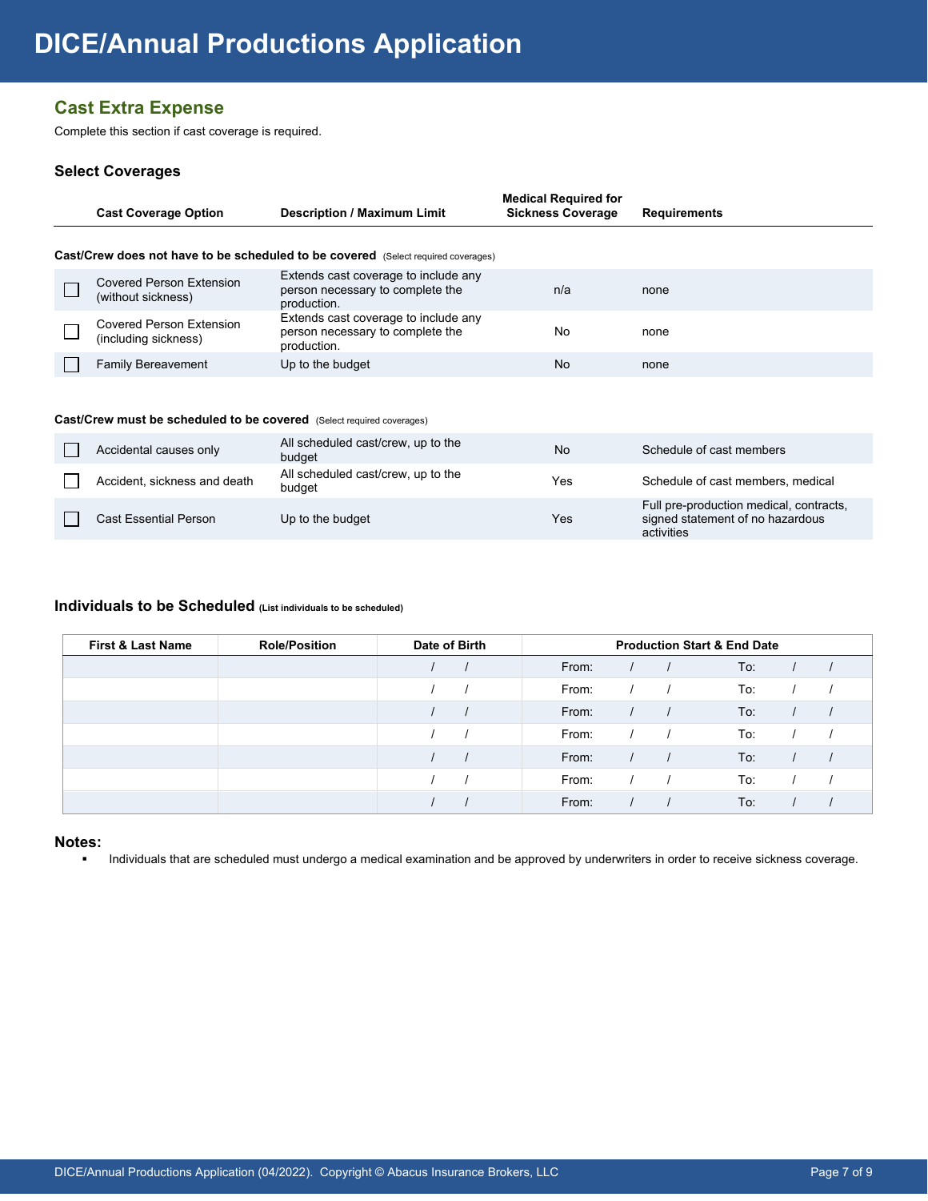# DICE/Annual Productions Application

## Cast Extra Expense

Complete this section if cast coverage is required.

### Select Coverages

| | Cast Coverage Option | Description / Maximum Limit | Medical Required for Sickness Coverage | Requirements |
|---|---|---|---|---|
| **Cast/Crew does not have to be scheduled to be covered** (Select required coverages) | | | | |
| ☐ | Covered Person Extension (without sickness) | Extends cast coverage to include any person necessary to complete the production. | n/a | none |
| ☐ | Covered Person Extension (including sickness) | Extends cast coverage to include any person necessary to complete the production. | No | none |
| ☐ | Family Bereavement | Up to the budget | No | none |
| **Cast/Crew must be scheduled to be covered** (Select required coverages) | | | | |
| ☐ | Accidental causes only | All scheduled cast/crew, up to the budget | No | Schedule of cast members |
| ☐ | Accident, sickness and death | All scheduled cast/crew, up to the budget | Yes | Schedule of cast members, medical |
| ☐ | Cast Essential Person | Up to the budget | Yes | Full pre-production medical, contracts, signed statement of no hazardous activities |

### Individuals to be Scheduled (List individuals to be scheduled)

| First & Last Name | Role/Position | Date of Birth | Production Start & End Date |
|---|---|---|---|
| | | / / | From: / / To: / / |
| | | / / | From: / / To: / / |
| | | / / | From: / / To: / / |
| | | / / | From: / / To: / / |
| | | / / | From: / / To: / / |
| | | / / | From: / / To: / / |
| | | / / | From: / / To: / / |

**Notes:**

- Individuals that are scheduled must undergo a medical examination and be approved by underwriters in order to receive sickness coverage.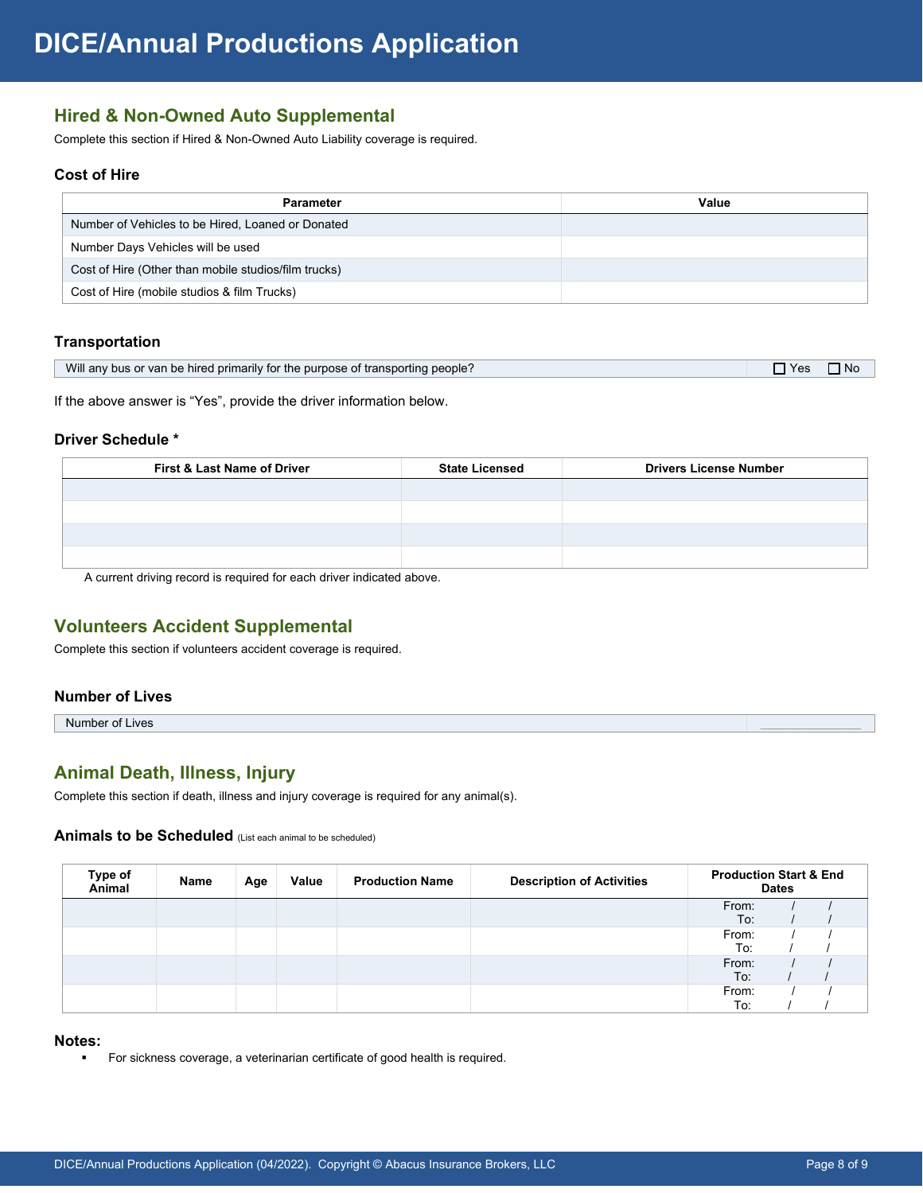# DICE/Annual Productions Application

## Hired & Non-Owned Auto Supplemental

Complete this section if Hired & Non-Owned Auto Liability coverage is required.

### Cost of Hire

| Parameter | Value |
|---|---|
| Number of Vehicles to be Hired, Loaned or Donated | |
| Number Days Vehicles will be used | |
| Cost of Hire (Other than mobile studios/film trucks) | |
| Cost of Hire (mobile studios & film Trucks) | |

### Transportation

| | |
|---|---|
| Will any bus or van be hired primarily for the purpose of transporting people? | ☐ Yes ☐ No |

If the above answer is "Yes", provide the driver information below.

### Driver Schedule *

| First & Last Name of Driver | State Licensed | Drivers License Number |
|---|---|---|
| | | |
| | | |
| | | |
| | | |

A current driving record is required for each driver indicated above.

## Volunteers Accident Supplemental

Complete this section if volunteers accident coverage is required.

### Number of Lives

| | |
|---|---|
| Number of Lives | ____________ |

## Animal Death, Illness, Injury

Complete this section if death, illness and injury coverage is required for any animal(s).

### Animals to be Scheduled (List each animal to be scheduled)

| Type of Animal | Name | Age | Value | Production Name | Description of Activities | Production Start & End Dates |
|---|---|---|---|---|---|---|
| | | | | | | From: / / To: / / |
| | | | | | | From: / / To: / / |
| | | | | | | From: / / To: / / |
| | | | | | | From: / / To: / / |

**Notes:**

- For sickness coverage, a veterinarian certificate of good health is required.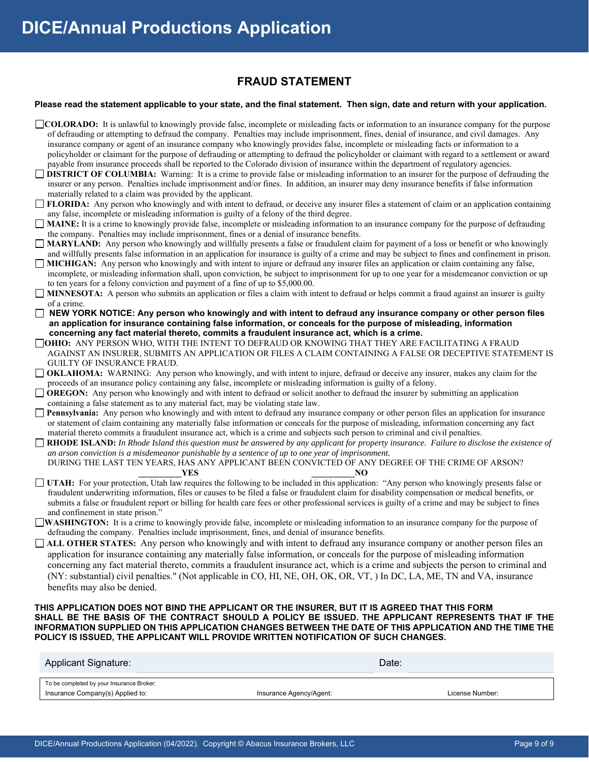# DICE/Annual Productions Application

## FRAUD STATEMENT

**Please read the statement applicable to your state, and the final statement. Then sign, date and return with your application.**

- ☐ **COLORADO:** It is unlawful to knowingly provide false, incomplete or misleading facts or information to an insurance company for the purpose of defrauding or attempting to defraud the company. Penalties may include imprisonment, fines, denial of insurance, and civil damages. Any insurance company or agent of an insurance company who knowingly provides false, incomplete or misleading facts or information to a policyholder or claimant for the purpose of defrauding or attempting to defraud the policyholder or claimant with regard to a settlement or award payable from insurance proceeds shall be reported to the Colorado division of insurance within the department of regulatory agencies.
- ☐ **DISTRICT OF COLUMBIA:** Warning: It is a crime to provide false or misleading information to an insurer for the purpose of defrauding the insurer or any person. Penalties include imprisonment and/or fines. In addition, an insurer may deny insurance benefits if false information materially related to a claim was provided by the applicant.
- ☐ **FLORIDA:** Any person who knowingly and with intent to defraud, or deceive any insurer files a statement of claim or an application containing any false, incomplete or misleading information is guilty of a felony of the third degree.
- ☐ **MAINE:** It is a crime to knowingly provide false, incomplete or misleading information to an insurance company for the purpose of defrauding the company. Penalties may include imprisonment, fines or a denial of insurance benefits.
- ☐ **MARYLAND:** Any person who knowingly and willfully presents a false or fraudulent claim for payment of a loss or benefit or who knowingly and willfully presents false information in an application for insurance is guilty of a crime and may be subject to fines and confinement in prison.
- ☐ **MICHIGAN:** Any person who knowingly and with intent to injure or defraud any insurer files an application or claim containing any false, incomplete, or misleading information shall, upon conviction, be subject to imprisonment for up to one year for a misdemeanor conviction or up to ten years for a felony conviction and payment of a fine of up to $5,000.00.
- ☐ **MINNESOTA:** A person who submits an application or files a claim with intent to defraud or helps commit a fraud against an insurer is guilty of a crime.
- ☐ **NEW YORK NOTICE: Any person who knowingly and with intent to defraud any insurance company or other person files an application for insurance containing false information, or conceals for the purpose of misleading, information concerning any fact material thereto, commits a fraudulent insurance act, which is a crime.**
- ☐ **OHIO:** ANY PERSON WHO, WITH THE INTENT TO DEFRAUD OR KNOWING THAT THEY ARE FACILITATING A FRAUD AGAINST AN INSURER, SUBMITS AN APPLICATION OR FILES A CLAIM CONTAINING A FALSE OR DECEPTIVE STATEMENT IS GUILTY OF INSURANCE FRAUD.
- ☐ **OKLAHOMA:** WARNING: Any person who knowingly, and with intent to injure, defraud or deceive any insurer, makes any claim for the proceeds of an insurance policy containing any false, incomplete or misleading information is guilty of a felony.
- ☐ **OREGON:** Any person who knowingly and with intent to defraud or solicit another to defraud the insurer by submitting an application containing a false statement as to any material fact, may be violating state law.
- ☐ **Pennsylvania:** Any person who knowingly and with intent to defraud any insurance company or other person files an application for insurance or statement of claim containing any materially false information or conceals for the purpose of misleading, information concerning any fact material thereto commits a fraudulent insurance act, which is a crime and subjects such person to criminal and civil penalties.
- ☐ **RHODE ISLAND:** *In Rhode Island this question must be answered by any applicant for property insurance. Failure to disclose the existence of an arson conviction is a misdemeanor punishable by a sentence of up to one year of imprisonment.*
  DURING THE LAST TEN YEARS, HAS ANY APPLICANT BEEN CONVICTED OF ANY DEGREE OF THE CRIME OF ARSON?
  _________**YES** _________**NO**
- ☐ **UTAH:** For your protection, Utah law requires the following to be included in this application: "Any person who knowingly presents false or fraudulent underwriting information, files or causes to be filed a false or fraudulent claim for disability compensation or medical benefits, or submits a false or fraudulent report or billing for health care fees or other professional services is guilty of a crime and may be subject to fines and confinement in state prison."
- ☐ **WASHINGTON:** It is a crime to knowingly provide false, incomplete or misleading information to an insurance company for the purpose of defrauding the company. Penalties include imprisonment, fines, and denial of insurance benefits.
- ☐ **ALL OTHER STATES:** Any person who knowingly and with intent to defraud any insurance company or another person files an application for insurance containing any materially false information, or conceals for the purpose of misleading information concerning any fact material thereto, commits a fraudulent insurance act, which is a crime and subjects the person to criminal and (NY: substantial) civil penalties." (Not applicable in CO, HI, NE, OH, OK, OR, VT, ) In DC, LA, ME, TN and VA, insurance benefits may also be denied.

**THIS APPLICATION DOES NOT BIND THE APPLICANT OR THE INSURER, BUT IT IS AGREED THAT THIS FORM SHALL BE THE BASIS OF THE CONTRACT SHOULD A POLICY BE ISSUED. THE APPLICANT REPRESENTS THAT IF THE INFORMATION SUPPLIED ON THIS APPLICATION CHANGES BETWEEN THE DATE OF THIS APPLICATION AND THE TIME THE POLICY IS ISSUED, THE APPLICANT WILL PROVIDE WRITTEN NOTIFICATION OF SUCH CHANGES.**

| Applicant Signature: | | Date: | |
|---|---|---|---|

To be completed by your Insurance Broker:

| Insurance Company(s) Applied to: | Insurance Agency/Agent: | License Number: |
|---|---|---|
| | | |